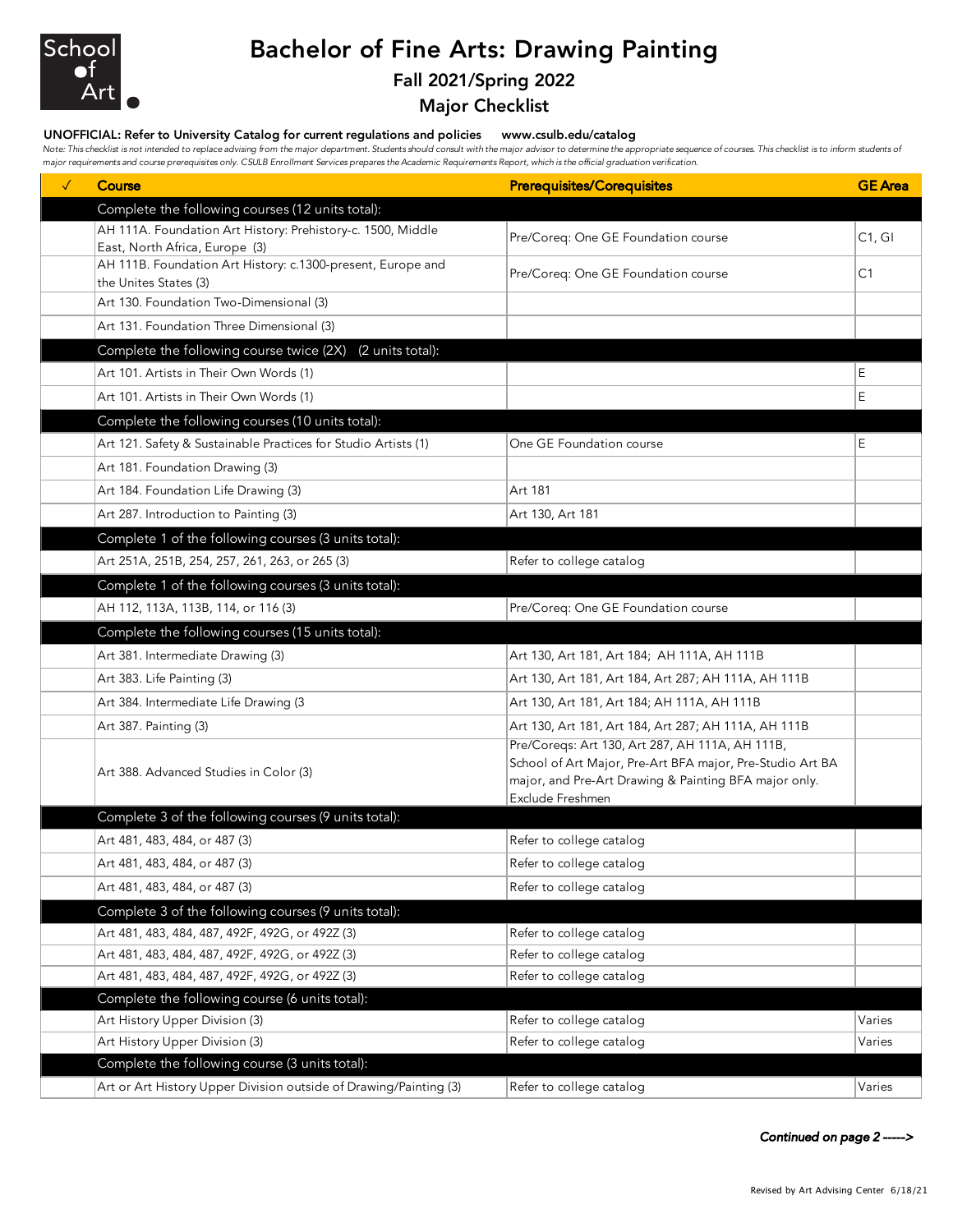School of Art

# Bachelor of Fine Arts: Drawing Painting

## Fall 2021/Spring 2022

## Major Checklist

**UNOFFICIAL: Refer to University Catalog for current regulations and policies www.csulb.edu/catalog**

*Note: This checklist is not intended to replace advising from the major department. Students should consult with the major advisor to determine the appropriate sequence of courses. This checklist is to inform students of major requirements and course prerequisites only. CSULB Enrollment Services prepares the Academic Requirements Report, which is the official graduation verification.*

| √ | Course | Prerequisites/Corequisites | GE Area |
|---|---|---|---|
| | **Complete the following courses (12 units total):** | | |
| | AH 111A. Foundation Art History: Prehistory-c. 1500, Middle East, North Africa, Europe (3) | Pre/Coreq: One GE Foundation course | C1, GI |
| | AH 111B. Foundation Art History: c.1300-present, Europe and the Unites States (3) | Pre/Coreq: One GE Foundation course | C1 |
| | Art 130. Foundation Two-Dimensional (3) | | |
| | Art 131. Foundation Three Dimensional (3) | | |
| | **Complete the following course twice (2X) (2 units total):** | | |
| | Art 101. Artists in Their Own Words (1) | | E |
| | Art 101. Artists in Their Own Words (1) | | E |
| | **Complete the following courses (10 units total):** | | |
| | Art 121. Safety & Sustainable Practices for Studio Artists (1) | One GE Foundation course | E |
| | Art 181. Foundation Drawing (3) | | |
| | Art 184. Foundation Life Drawing (3) | Art 181 | |
| | Art 287. Introduction to Painting (3) | Art 130, Art 181 | |
| | **Complete 1 of the following courses (3 units total):** | | |
| | Art 251A, 251B, 254, 257, 261, 263, or 265 (3) | Refer to college catalog | |
| | **Complete 1 of the following courses (3 units total):** | | |
| | AH 112, 113A, 113B, 114, or 116 (3) | Pre/Coreq: One GE Foundation course | |
| | **Complete the following courses (15 units total):** | | |
| | Art 381. Intermediate Drawing (3) | Art 130, Art 181, Art 184; AH 111A, AH 111B | |
| | Art 383. Life Painting (3) | Art 130, Art 181, Art 184, Art 287; AH 111A, AH 111B | |
| | Art 384. Intermediate Life Drawing (3 | Art 130, Art 181, Art 184; AH 111A, AH 111B | |
| | Art 387. Painting (3) | Art 130, Art 181, Art 184, Art 287; AH 111A, AH 111B | |
| | Art 388. Advanced Studies in Color (3) | Pre/Coreqs: Art 130, Art 287, AH 111A, AH 111B, School of Art Major, Pre-Art BFA major, Pre-Studio Art BA major, and Pre-Art Drawing & Painting BFA major only. Exclude Freshmen | |
| | **Complete 3 of the following courses (9 units total):** | | |
| | Art 481, 483, 484, or 487 (3) | Refer to college catalog | |
| | Art 481, 483, 484, or 487 (3) | Refer to college catalog | |
| | Art 481, 483, 484, or 487 (3) | Refer to college catalog | |
| | **Complete 3 of the following courses (9 units total):** | | |
| | Art 481, 483, 484, 487, 492F, 492G, or 492Z (3) | Refer to college catalog | |
| | Art 481, 483, 484, 487, 492F, 492G, or 492Z (3) | Refer to college catalog | |
| | Art 481, 483, 484, 487, 492F, 492G, or 492Z (3) | Refer to college catalog | |
| | **Complete the following course (6 units total):** | | |
| | Art History Upper Division (3) | Refer to college catalog | Varies |
| | Art History Upper Division (3) | Refer to college catalog | Varies |
| | **Complete the following course (3 units total):** | | |
| | Art or Art History Upper Division outside of Drawing/Painting (3) | Refer to college catalog | Varies |

***Continued on page 2 ----->***

Revised by Art Advising Center 6/18/21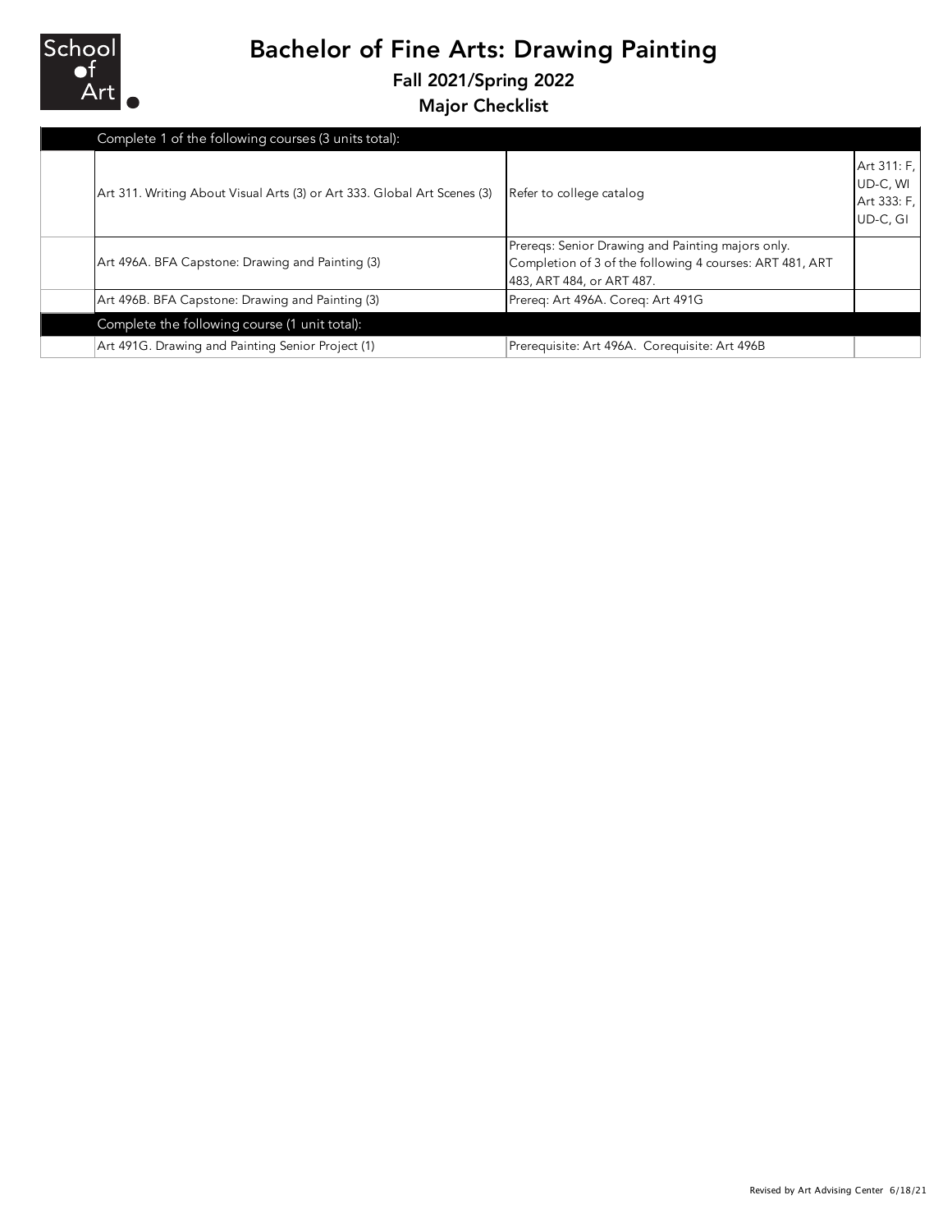# Bachelor of Fine Arts: Drawing Painting

### Fall 2021/Spring 2022

### Major Checklist

| | | | |
|---|---|---|---|
| | Complete 1 of the following courses (3 units total): | | |
| | Art 311. Writing About Visual Arts (3) or Art 333. Global Art Scenes (3) | Refer to college catalog | Art 311: F, UD-C, WI Art 333: F, UD-C, GI |
| | Art 496A. BFA Capstone: Drawing and Painting (3) | Prereqs: Senior Drawing and Painting majors only. Completion of 3 of the following 4 courses: ART 481, ART 483, ART 484, or ART 487. | |
| | Art 496B. BFA Capstone: Drawing and Painting (3) | Prereq: Art 496A. Coreq: Art 491G | |
| | Complete the following course (1 unit total): | | |
| | Art 491G. Drawing and Painting Senior Project (1) | Prerequisite: Art 496A. Corequisite: Art 496B | |

Revised by Art Advising Center 6/18/21